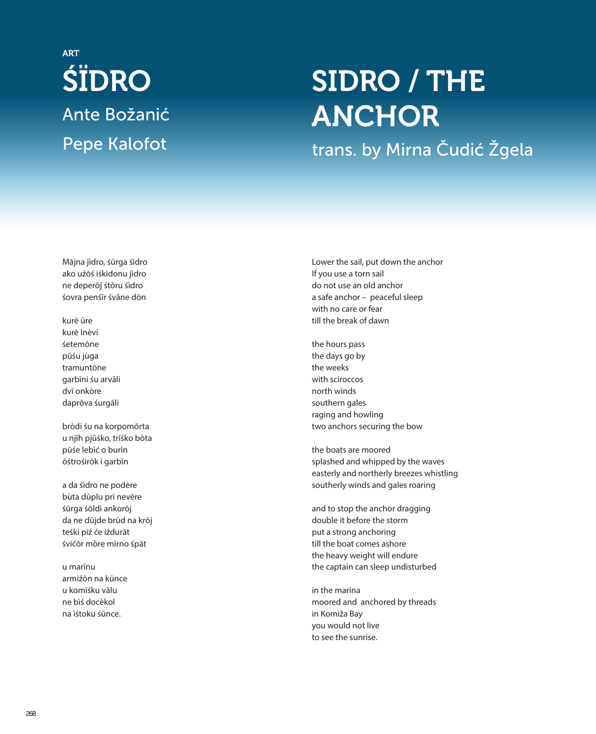ART

# ŚÏDRO

Ante Božanić

Pepe Kalofot

# SIDRO / THE ANCHOR

trans. by Mirna Čudić Žgela

Mājna jìdro, śūrga śìdro
ako uźōś iśkìdonu jìdro
ne deperōj śtōru śìdro
śovra penśīr śvāne dōn

kurē ūre
kurē lnèvi
śetemōne
pūśu jùga
tramuntōne
garbīni śu arvāli
dvī onkòre
daprōva śurgāli

bròdi śu na korpomōrta
u njīh pjūśko, trīśko bòta
pūśe lebìć o burīn
ōśtrośìròk i garbīn

a da śìdro ne podère
bùta dùplu prī nevēre
śūrga śōldi ankorōj
da ne dūjde brūd na krōj
teśki pīź će iźdurāt
śvićōr mòre mīrno śpāt

u marīnu
armiźōn na kūnce
u komīśku vālu
ne bìś docèkol
na ìśtoku śūnce.

Lower the sail, put down the anchor
If you use a torn sail
do not use an old anchor
a safe anchor – peaceful sleep
with no care or fear
till the break of dawn

the hours pass
the days go by
the weeks
with sciroccos
north winds
southern gales
raging and howling
two anchors securing the bow

the boats are moored
splashed and whipped by the waves
easterly and northerly breezes whistling
southerly winds and gales roaring

and to stop the anchor dragging
double it before the storm
put a strong anchoring
till the boat comes ashore
the heavy weight will endure
the captain can sleep undisturbed

in the marina
moored and anchored by threads
in Komiža Bay
you would not live
to see the sunrise.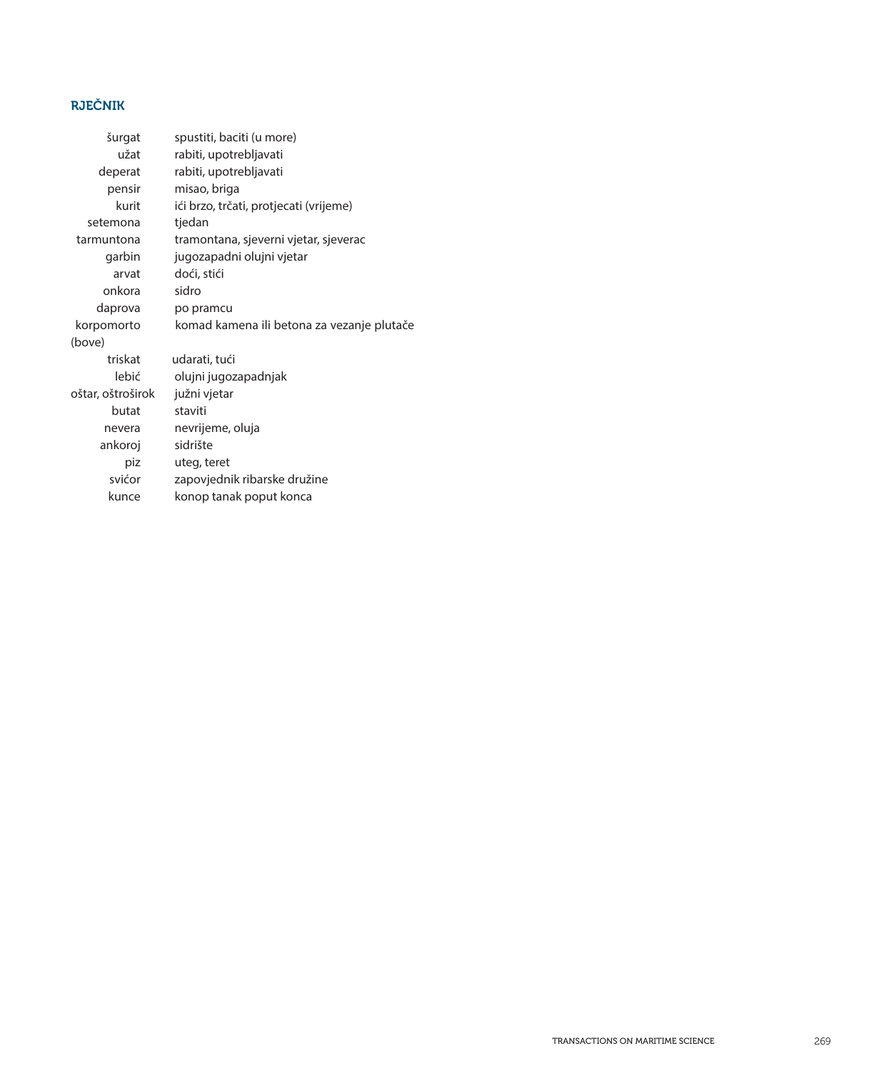## RJEČNIK

| | |
|---|---|
| šurgat | spustiti, baciti (u more) |
| užat | rabiti, upotrebljavati |
| deperat | rabiti, upotrebljavati |
| pensir | misao, briga |
| kurit | ići brzo, trčati, protjecati (vrijeme) |
| setemona | tjedan |
| tarmuntona | tramontana, sjeverni vjetar, sjeverac |
| garbin | jugozapadni olujni vjetar |
| arvat | doći, stići |
| onkora | sidro |
| daprova | po pramcu |
| korpomorto (bove) | komad kamena ili betona za vezanje plutače |
| triskat | udarati, tući |
| lebić | olujni jugozapadnjak |
| oštar, oštroširok | južni vjetar |
| butat | staviti |
| nevera | nevrijeme, oluja |
| ankoroj | sidrište |
| piz | uteg, teret |
| svićor | zapovjednik ribarske družine |
| kunce | konop tanak poput konca |